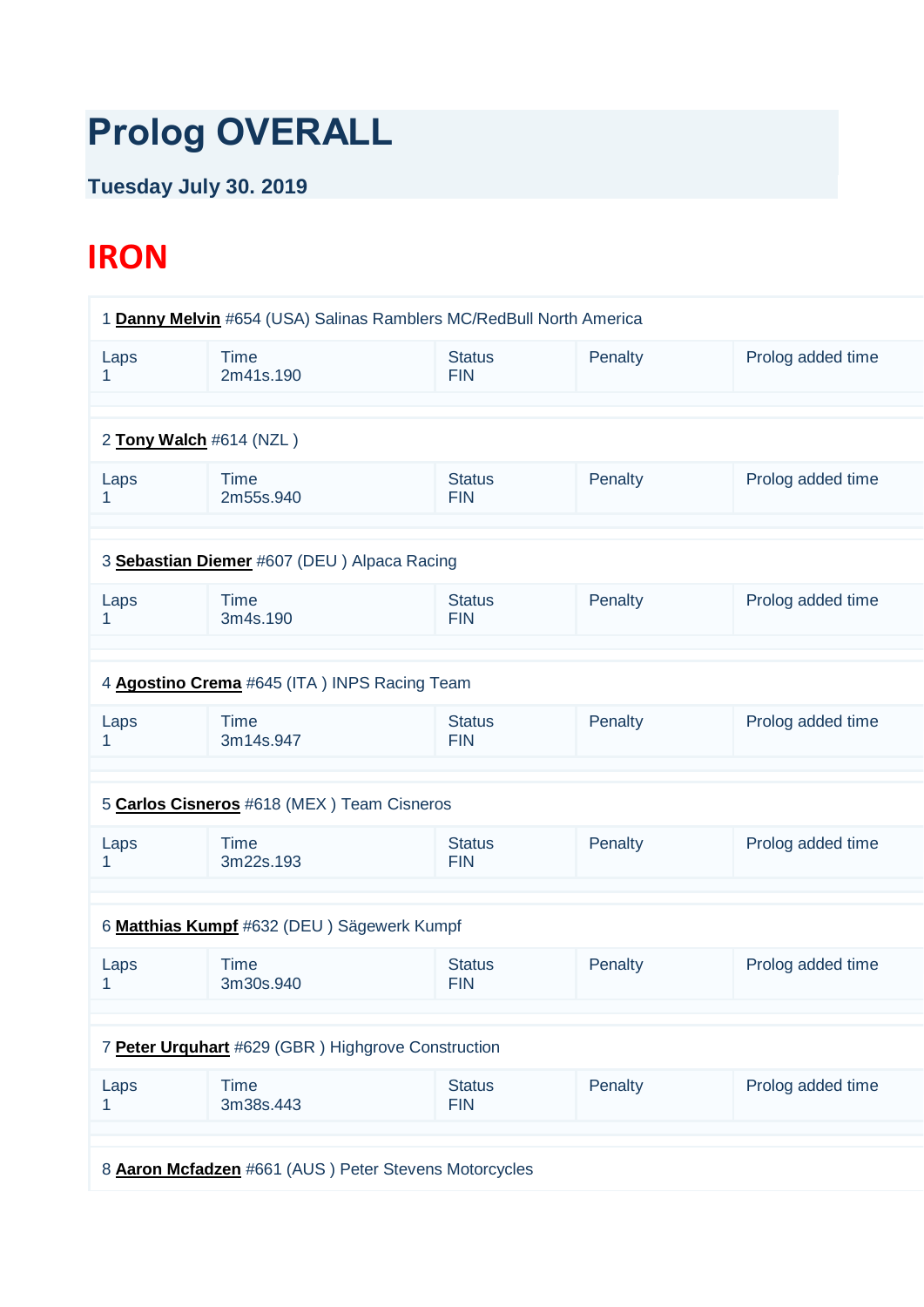# Prolog OVERALL

**Tuesday July 30. 2019**

## IRON

1 **Danny Melvin** #654 (USA) Salinas Ramblers MC/RedBull North America

| Laps | Time | Status | Penalty | Prolog added time |
|---|---|---|---|---|
| 1 | 2m41s.190 | FIN | | |

2 **Tony Walch** #614 (NZL )

| Laps | Time | Status | Penalty | Prolog added time |
|---|---|---|---|---|
| 1 | 2m55s.940 | FIN | | |

3 **Sebastian Diemer** #607 (DEU ) Alpaca Racing

| Laps | Time | Status | Penalty | Prolog added time |
|---|---|---|---|---|
| 1 | 3m4s.190 | FIN | | |

4 **Agostino Crema** #645 (ITA ) INPS Racing Team

| Laps | Time | Status | Penalty | Prolog added time |
|---|---|---|---|---|
| 1 | 3m14s.947 | FIN | | |

5 **Carlos Cisneros** #618 (MEX ) Team Cisneros

| Laps | Time | Status | Penalty | Prolog added time |
|---|---|---|---|---|
| 1 | 3m22s.193 | FIN | | |

6 **Matthias Kumpf** #632 (DEU ) Sägewerk Kumpf

| Laps | Time | Status | Penalty | Prolog added time |
|---|---|---|---|---|
| 1 | 3m30s.940 | FIN | | |

7 **Peter Urquhart** #629 (GBR ) Highgrove Construction

| Laps | Time | Status | Penalty | Prolog added time |
|---|---|---|---|---|
| 1 | 3m38s.443 | FIN | | |

8 **Aaron Mcfadzen** #661 (AUS ) Peter Stevens Motorcycles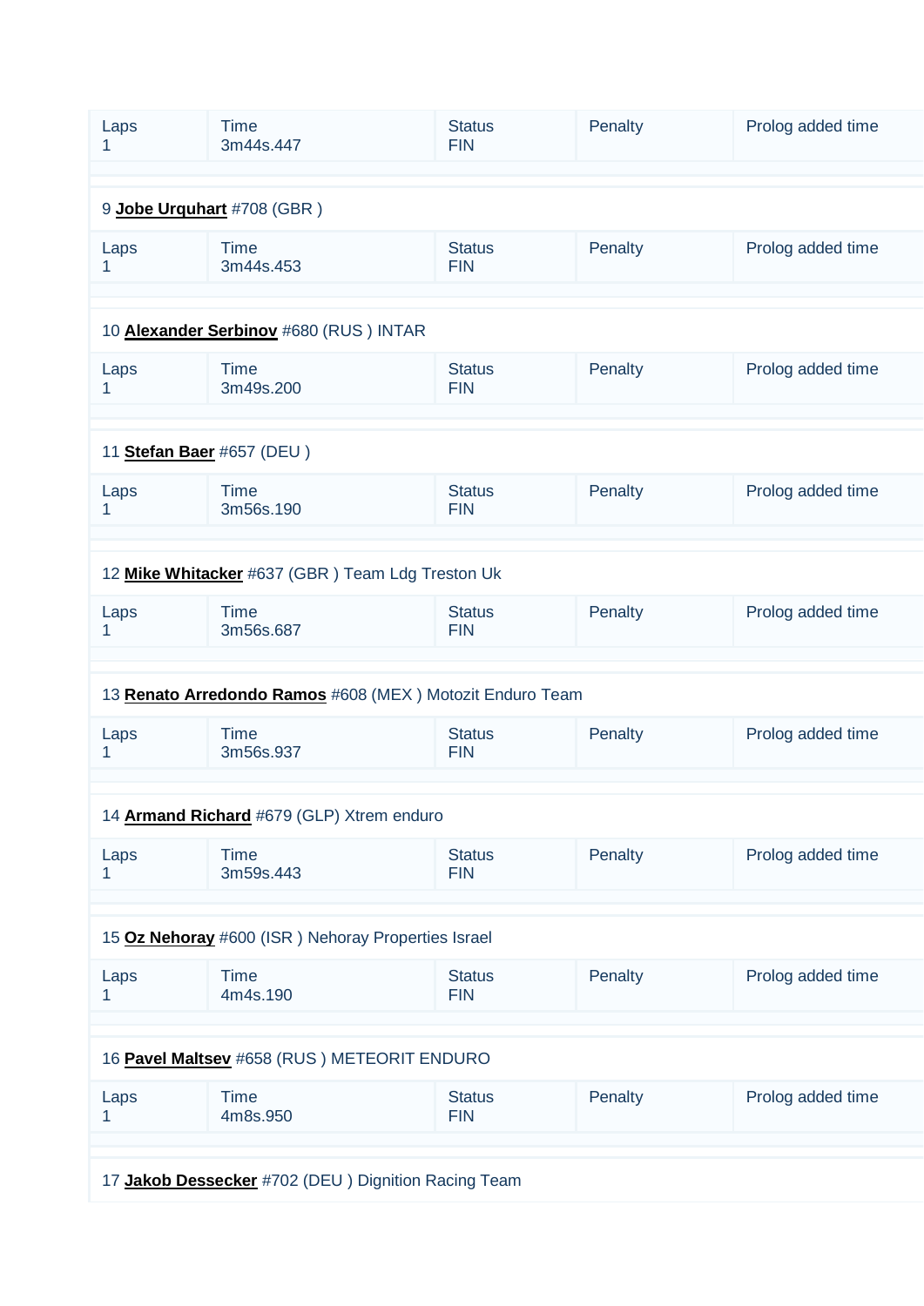| Laps | Time | Status | Penalty | Prolog added time |
|---|---|---|---|---|
| 1 | 3m44s.447 | FIN | | |

9 **Jobe Urquhart** #708 (GBR )

| Laps | Time | Status | Penalty | Prolog added time |
|---|---|---|---|---|
| 1 | 3m44s.453 | FIN | | |

10 **Alexander Serbinov** #680 (RUS ) INTAR

| Laps | Time | Status | Penalty | Prolog added time |
|---|---|---|---|---|
| 1 | 3m49s.200 | FIN | | |

11 **Stefan Baer** #657 (DEU )

| Laps | Time | Status | Penalty | Prolog added time |
|---|---|---|---|---|
| 1 | 3m56s.190 | FIN | | |

12 **Mike Whitacker** #637 (GBR ) Team Ldg Treston Uk

| Laps | Time | Status | Penalty | Prolog added time |
|---|---|---|---|---|
| 1 | 3m56s.687 | FIN | | |

13 **Renato Arredondo Ramos** #608 (MEX ) Motozit Enduro Team

| Laps | Time | Status | Penalty | Prolog added time |
|---|---|---|---|---|
| 1 | 3m56s.937 | FIN | | |

14 **Armand Richard** #679 (GLP) Xtrem enduro

| Laps | Time | Status | Penalty | Prolog added time |
|---|---|---|---|---|
| 1 | 3m59s.443 | FIN | | |

15 **Oz Nehoray** #600 (ISR ) Nehoray Properties Israel

| Laps | Time | Status | Penalty | Prolog added time |
|---|---|---|---|---|
| 1 | 4m4s.190 | FIN | | |

16 **Pavel Maltsev** #658 (RUS ) METEORIT ENDURO

| Laps | Time | Status | Penalty | Prolog added time |
|---|---|---|---|---|
| 1 | 4m8s.950 | FIN | | |

17 **Jakob Dessecker** #702 (DEU ) Dignition Racing Team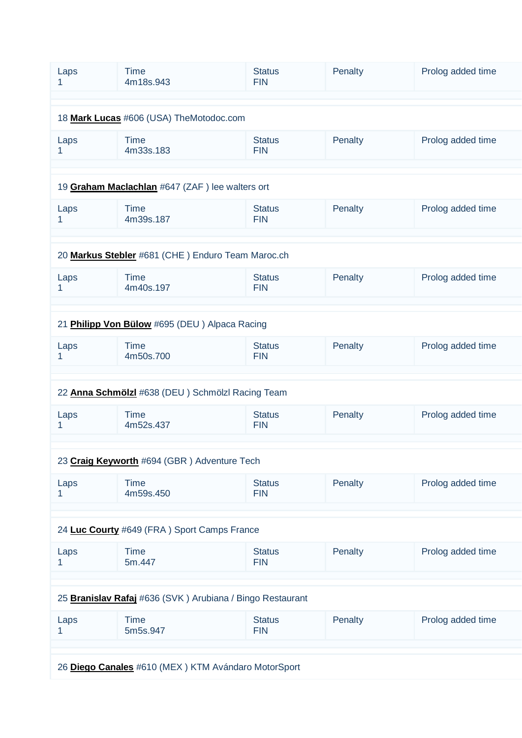| Laps | Time | Status | Penalty | Prolog added time |
|---|---|---|---|---|
| 1 | 4m18s.943 | FIN | | |

18 **Mark Lucas** #606 (USA) TheMotodoc.com

| Laps | Time | Status | Penalty | Prolog added time |
|---|---|---|---|---|
| 1 | 4m33s.183 | FIN | | |

19 **Graham Maclachlan** #647 (ZAF ) lee walters ort

| Laps | Time | Status | Penalty | Prolog added time |
|---|---|---|---|---|
| 1 | 4m39s.187 | FIN | | |

20 **Markus Stebler** #681 (CHE ) Enduro Team Maroc.ch

| Laps | Time | Status | Penalty | Prolog added time |
|---|---|---|---|---|
| 1 | 4m40s.197 | FIN | | |

21 **Philipp Von Bülow** #695 (DEU ) Alpaca Racing

| Laps | Time | Status | Penalty | Prolog added time |
|---|---|---|---|---|
| 1 | 4m50s.700 | FIN | | |

22 **Anna Schmölzl** #638 (DEU ) Schmölzl Racing Team

| Laps | Time | Status | Penalty | Prolog added time |
|---|---|---|---|---|
| 1 | 4m52s.437 | FIN | | |

23 **Craig Keyworth** #694 (GBR ) Adventure Tech

| Laps | Time | Status | Penalty | Prolog added time |
|---|---|---|---|---|
| 1 | 4m59s.450 | FIN | | |

24 **Luc Courty** #649 (FRA ) Sport Camps France

| Laps | Time | Status | Penalty | Prolog added time |
|---|---|---|---|---|
| 1 | 5m.447 | FIN | | |

25 **Branislav Rafaj** #636 (SVK ) Arubiana / Bingo Restaurant

| Laps | Time | Status | Penalty | Prolog added time |
|---|---|---|---|---|
| 1 | 5m5s.947 | FIN | | |

26 **Diego Canales** #610 (MEX ) KTM Avándaro MotorSport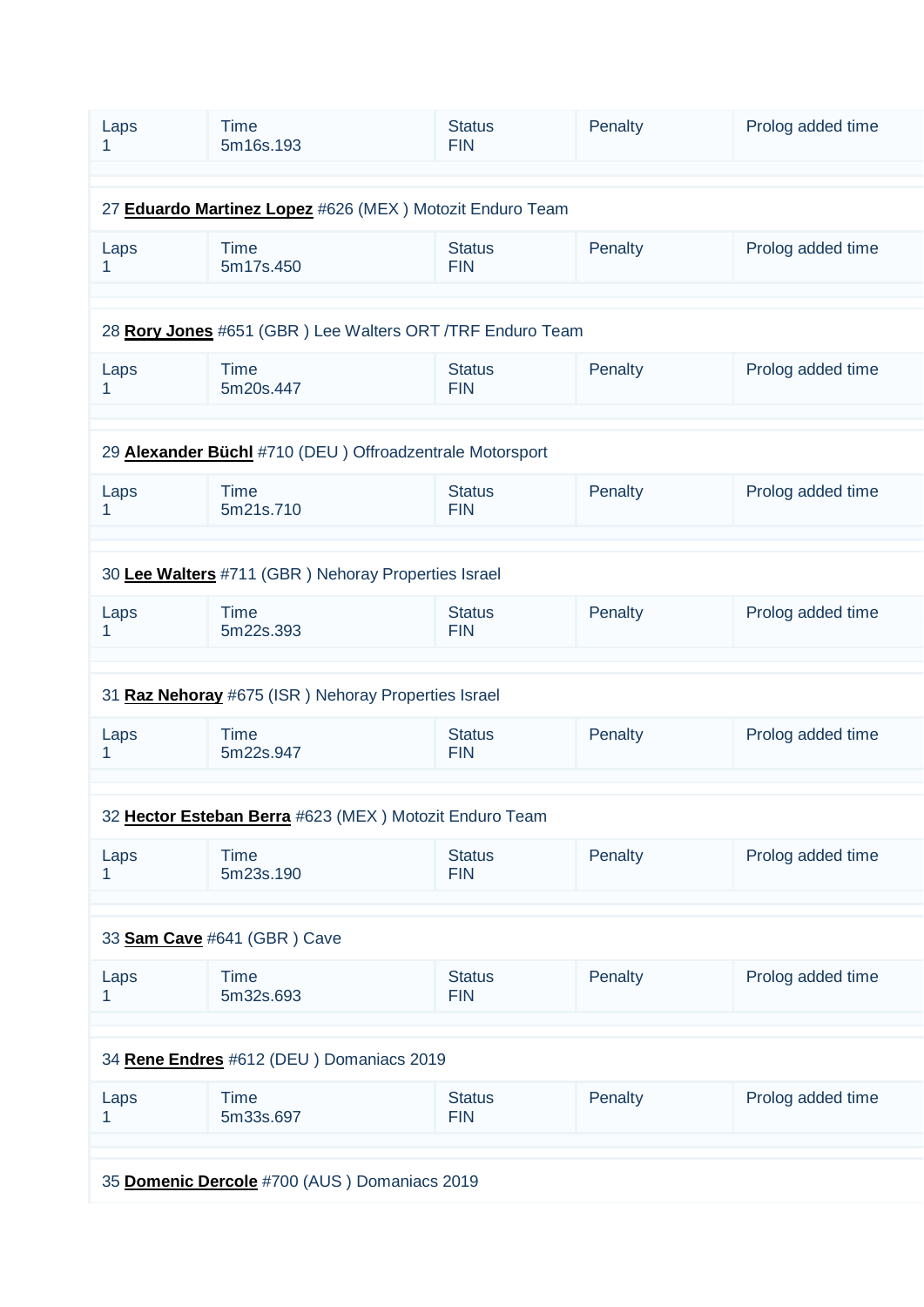| Laps | Time | Status | Penalty | Prolog added time |
|---|---|---|---|---|
| 1 | 5m16s.193 | FIN | | |

27 **Eduardo Martinez Lopez** #626 (MEX ) Motozit Enduro Team

| Laps | Time | Status | Penalty | Prolog added time |
|---|---|---|---|---|
| 1 | 5m17s.450 | FIN | | |

28 **Rory Jones** #651 (GBR ) Lee Walters ORT /TRF Enduro Team

| Laps | Time | Status | Penalty | Prolog added time |
|---|---|---|---|---|
| 1 | 5m20s.447 | FIN | | |

29 **Alexander Büchl** #710 (DEU ) Offroadzentrale Motorsport

| Laps | Time | Status | Penalty | Prolog added time |
|---|---|---|---|---|
| 1 | 5m21s.710 | FIN | | |

30 **Lee Walters** #711 (GBR ) Nehoray Properties Israel

| Laps | Time | Status | Penalty | Prolog added time |
|---|---|---|---|---|
| 1 | 5m22s.393 | FIN | | |

31 **Raz Nehoray** #675 (ISR ) Nehoray Properties Israel

| Laps | Time | Status | Penalty | Prolog added time |
|---|---|---|---|---|
| 1 | 5m22s.947 | FIN | | |

32 **Hector Esteban Berra** #623 (MEX ) Motozit Enduro Team

| Laps | Time | Status | Penalty | Prolog added time |
|---|---|---|---|---|
| 1 | 5m23s.190 | FIN | | |

33 **Sam Cave** #641 (GBR ) Cave

| Laps | Time | Status | Penalty | Prolog added time |
|---|---|---|---|---|
| 1 | 5m32s.693 | FIN | | |

34 **Rene Endres** #612 (DEU ) Domaniacs 2019

| Laps | Time | Status | Penalty | Prolog added time |
|---|---|---|---|---|
| 1 | 5m33s.697 | FIN | | |

35 **Domenic Dercole** #700 (AUS ) Domaniacs 2019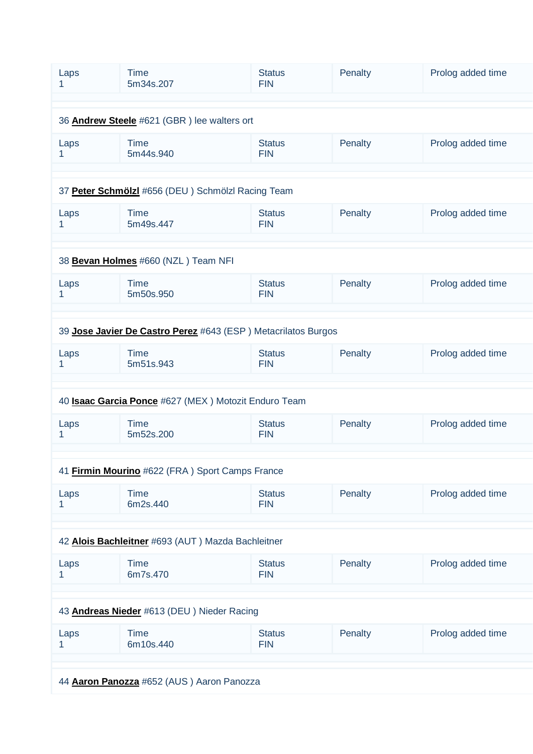| Laps | Time | Status | Penalty | Prolog added time |
|---|---|---|---|---|
| 1 | 5m34s.207 | FIN | | |

36 **Andrew Steele** #621 (GBR ) lee walters ort

| Laps | Time | Status | Penalty | Prolog added time |
|---|---|---|---|---|
| 1 | 5m44s.940 | FIN | | |

37 **Peter Schmölzl** #656 (DEU ) Schmölzl Racing Team

| Laps | Time | Status | Penalty | Prolog added time |
|---|---|---|---|---|
| 1 | 5m49s.447 | FIN | | |

38 **Bevan Holmes** #660 (NZL ) Team NFI

| Laps | Time | Status | Penalty | Prolog added time |
|---|---|---|---|---|
| 1 | 5m50s.950 | FIN | | |

39 **Jose Javier De Castro Perez** #643 (ESP ) Metacrilatos Burgos

| Laps | Time | Status | Penalty | Prolog added time |
|---|---|---|---|---|
| 1 | 5m51s.943 | FIN | | |

40 **Isaac Garcia Ponce** #627 (MEX ) Motozit Enduro Team

| Laps | Time | Status | Penalty | Prolog added time |
|---|---|---|---|---|
| 1 | 5m52s.200 | FIN | | |

41 **Firmin Mourino** #622 (FRA ) Sport Camps France

| Laps | Time | Status | Penalty | Prolog added time |
|---|---|---|---|---|
| 1 | 6m2s.440 | FIN | | |

42 **Alois Bachleitner** #693 (AUT ) Mazda Bachleitner

| Laps | Time | Status | Penalty | Prolog added time |
|---|---|---|---|---|
| 1 | 6m7s.470 | FIN | | |

43 **Andreas Nieder** #613 (DEU ) Nieder Racing

| Laps | Time | Status | Penalty | Prolog added time |
|---|---|---|---|---|
| 1 | 6m10s.440 | FIN | | |

44 **Aaron Panozza** #652 (AUS ) Aaron Panozza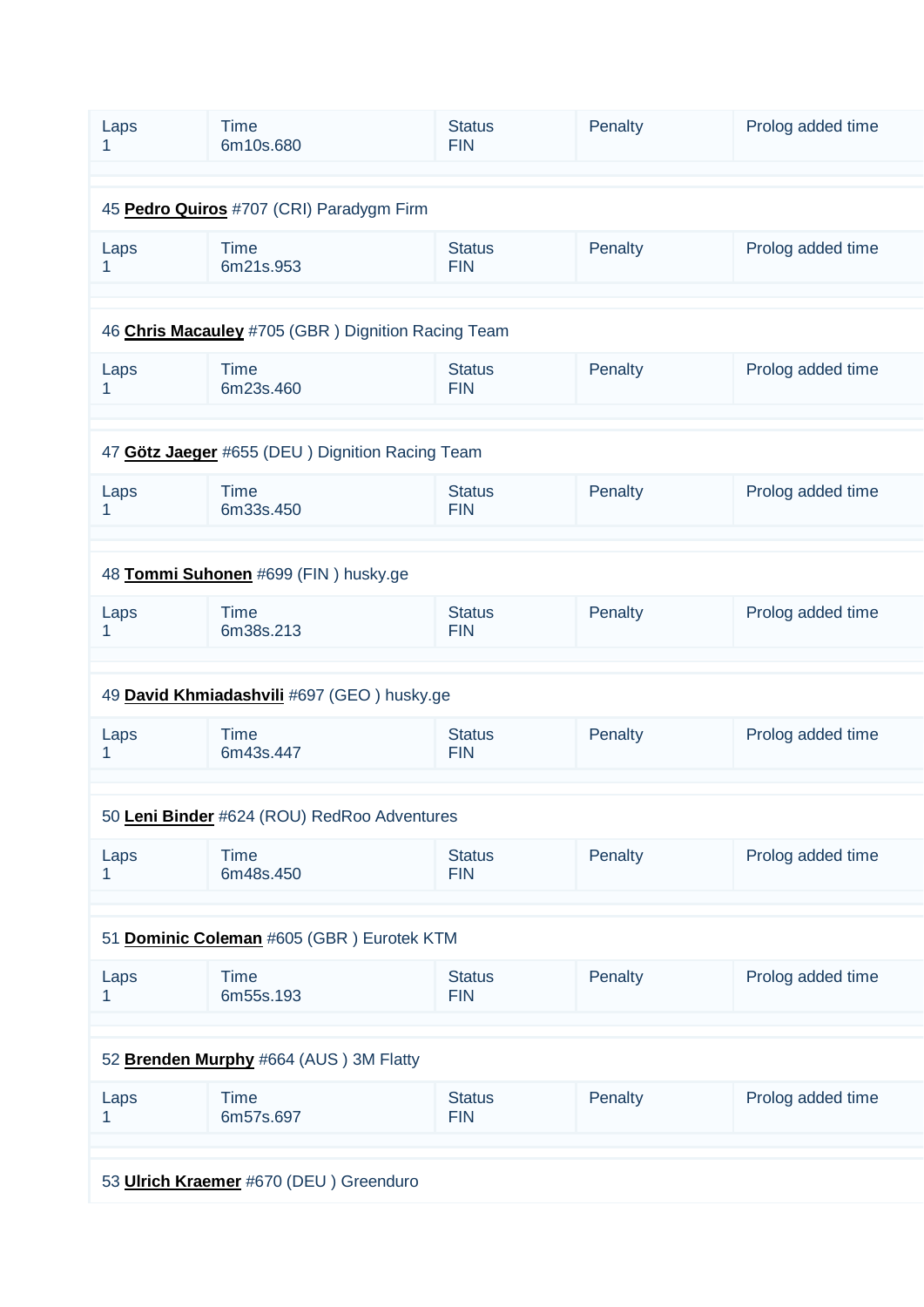| Laps | Time | Status | Penalty | Prolog added time |
|---|---|---|---|---|
| 1 | 6m10s.680 | FIN | | |

45 **Pedro Quiros** #707 (CRI) Paradygm Firm

| Laps | Time | Status | Penalty | Prolog added time |
|---|---|---|---|---|
| 1 | 6m21s.953 | FIN | | |

46 **Chris Macauley** #705 (GBR ) Dignition Racing Team

| Laps | Time | Status | Penalty | Prolog added time |
|---|---|---|---|---|
| 1 | 6m23s.460 | FIN | | |

47 **Götz Jaeger** #655 (DEU ) Dignition Racing Team

| Laps | Time | Status | Penalty | Prolog added time |
|---|---|---|---|---|
| 1 | 6m33s.450 | FIN | | |

48 **Tommi Suhonen** #699 (FIN ) husky.ge

| Laps | Time | Status | Penalty | Prolog added time |
|---|---|---|---|---|
| 1 | 6m38s.213 | FIN | | |

49 **David Khmiadashvili** #697 (GEO ) husky.ge

| Laps | Time | Status | Penalty | Prolog added time |
|---|---|---|---|---|
| 1 | 6m43s.447 | FIN | | |

50 **Leni Binder** #624 (ROU) RedRoo Adventures

| Laps | Time | Status | Penalty | Prolog added time |
|---|---|---|---|---|
| 1 | 6m48s.450 | FIN | | |

51 **Dominic Coleman** #605 (GBR ) Eurotek KTM

| Laps | Time | Status | Penalty | Prolog added time |
|---|---|---|---|---|
| 1 | 6m55s.193 | FIN | | |

52 **Brenden Murphy** #664 (AUS ) 3M Flatty

| Laps | Time | Status | Penalty | Prolog added time |
|---|---|---|---|---|
| 1 | 6m57s.697 | FIN | | |

53 **Ulrich Kraemer** #670 (DEU ) Greenduro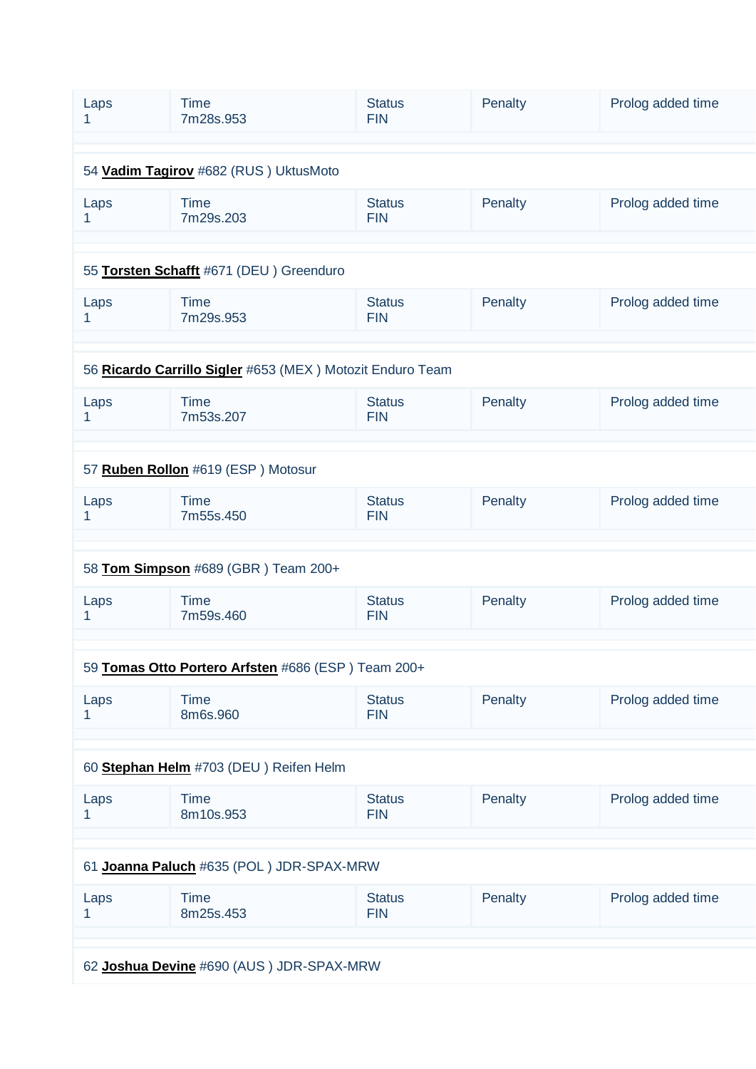| Laps | Time | Status | Penalty | Prolog added time |
|---|---|---|---|---|
| 1 | 7m28s.953 | FIN | | |

54 **Vadim Tagirov** #682 (RUS ) UktusMoto

| Laps | Time | Status | Penalty | Prolog added time |
|---|---|---|---|---|
| 1 | 7m29s.203 | FIN | | |

55 **Torsten Schafft** #671 (DEU ) Greenduro

| Laps | Time | Status | Penalty | Prolog added time |
|---|---|---|---|---|
| 1 | 7m29s.953 | FIN | | |

56 **Ricardo Carrillo Sigler** #653 (MEX ) Motozit Enduro Team

| Laps | Time | Status | Penalty | Prolog added time |
|---|---|---|---|---|
| 1 | 7m53s.207 | FIN | | |

57 **Ruben Rollon** #619 (ESP ) Motosur

| Laps | Time | Status | Penalty | Prolog added time |
|---|---|---|---|---|
| 1 | 7m55s.450 | FIN | | |

58 **Tom Simpson** #689 (GBR ) Team 200+

| Laps | Time | Status | Penalty | Prolog added time |
|---|---|---|---|---|
| 1 | 7m59s.460 | FIN | | |

59 **Tomas Otto Portero Arfsten** #686 (ESP ) Team 200+

| Laps | Time | Status | Penalty | Prolog added time |
|---|---|---|---|---|
| 1 | 8m6s.960 | FIN | | |

60 **Stephan Helm** #703 (DEU ) Reifen Helm

| Laps | Time | Status | Penalty | Prolog added time |
|---|---|---|---|---|
| 1 | 8m10s.953 | FIN | | |

61 **Joanna Paluch** #635 (POL ) JDR-SPAX-MRW

| Laps | Time | Status | Penalty | Prolog added time |
|---|---|---|---|---|
| 1 | 8m25s.453 | FIN | | |

62 **Joshua Devine** #690 (AUS ) JDR-SPAX-MRW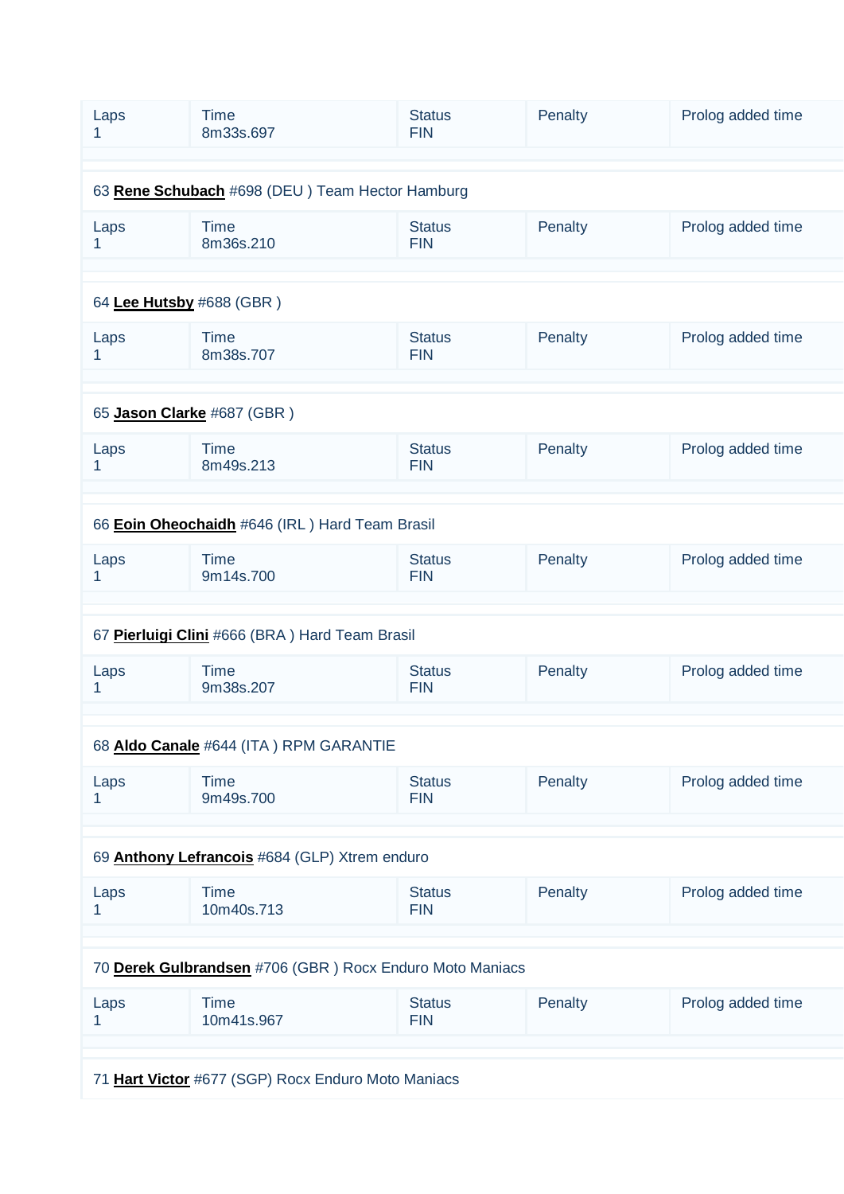| Laps | Time | Status | Penalty | Prolog added time |
|---|---|---|---|---|
| 1 | 8m33s.697 | FIN | | |

63 **Rene Schubach** #698 (DEU ) Team Hector Hamburg

| Laps | Time | Status | Penalty | Prolog added time |
|---|---|---|---|---|
| 1 | 8m36s.210 | FIN | | |

64 **Lee Hutsby** #688 (GBR )

| Laps | Time | Status | Penalty | Prolog added time |
|---|---|---|---|---|
| 1 | 8m38s.707 | FIN | | |

65 **Jason Clarke** #687 (GBR )

| Laps | Time | Status | Penalty | Prolog added time |
|---|---|---|---|---|
| 1 | 8m49s.213 | FIN | | |

66 **Eoin Oheochaidh** #646 (IRL ) Hard Team Brasil

| Laps | Time | Status | Penalty | Prolog added time |
|---|---|---|---|---|
| 1 | 9m14s.700 | FIN | | |

67 **Pierluigi Clini** #666 (BRA ) Hard Team Brasil

| Laps | Time | Status | Penalty | Prolog added time |
|---|---|---|---|---|
| 1 | 9m38s.207 | FIN | | |

68 **Aldo Canale** #644 (ITA ) RPM GARANTIE

| Laps | Time | Status | Penalty | Prolog added time |
|---|---|---|---|---|
| 1 | 9m49s.700 | FIN | | |

69 **Anthony Lefrancois** #684 (GLP) Xtrem enduro

| Laps | Time | Status | Penalty | Prolog added time |
|---|---|---|---|---|
| 1 | 10m40s.713 | FIN | | |

70 **Derek Gulbrandsen** #706 (GBR ) Rocx Enduro Moto Maniacs

| Laps | Time | Status | Penalty | Prolog added time |
|---|---|---|---|---|
| 1 | 10m41s.967 | FIN | | |

71 **Hart Victor** #677 (SGP) Rocx Enduro Moto Maniacs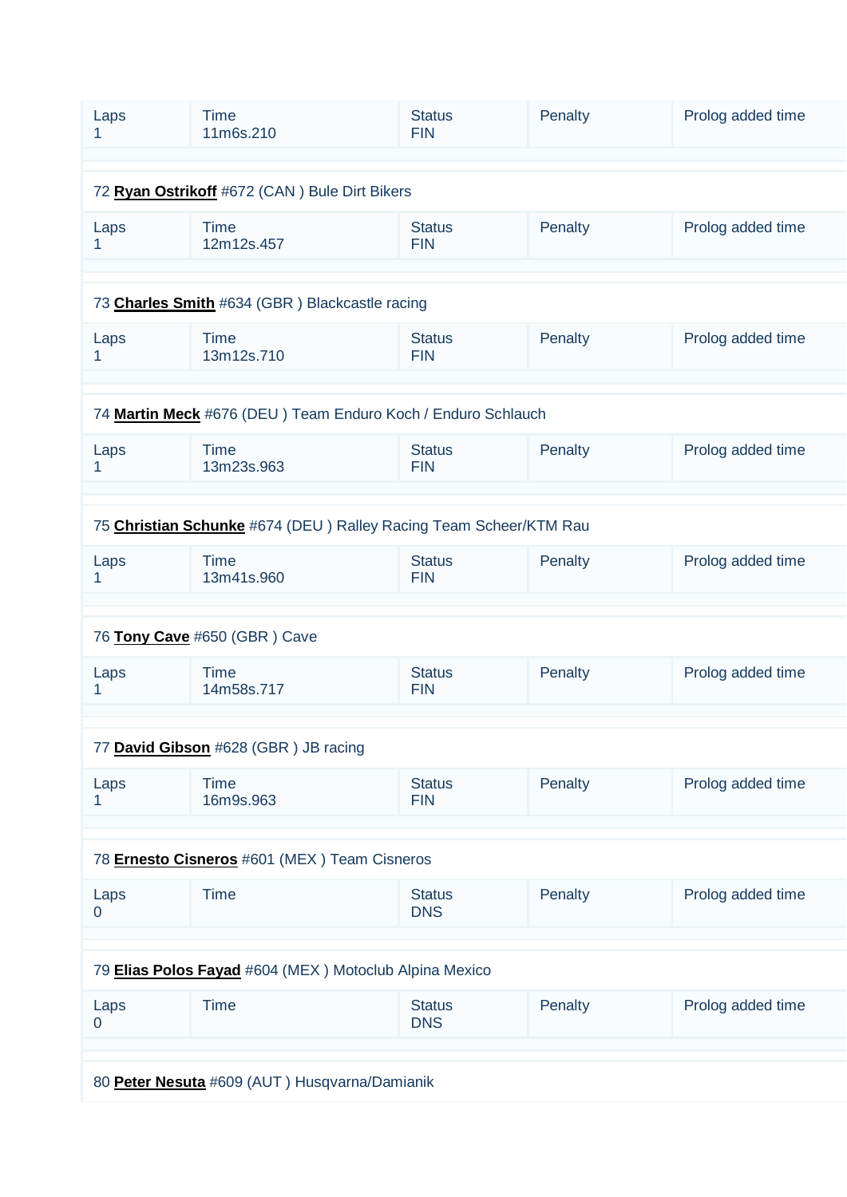| Laps | Time | Status | Penalty | Prolog added time |
|---|---|---|---|---|
| 1 | 11m6s.210 | FIN | | |

72 **Ryan Ostrikoff** #672 (CAN ) Bule Dirt Bikers

| Laps | Time | Status | Penalty | Prolog added time |
|---|---|---|---|---|
| 1 | 12m12s.457 | FIN | | |

73 **Charles Smith** #634 (GBR ) Blackcastle racing

| Laps | Time | Status | Penalty | Prolog added time |
|---|---|---|---|---|
| 1 | 13m12s.710 | FIN | | |

74 **Martin Meck** #676 (DEU ) Team Enduro Koch / Enduro Schlauch

| Laps | Time | Status | Penalty | Prolog added time |
|---|---|---|---|---|
| 1 | 13m23s.963 | FIN | | |

75 **Christian Schunke** #674 (DEU ) Ralley Racing Team Scheer/KTM Rau

| Laps | Time | Status | Penalty | Prolog added time |
|---|---|---|---|---|
| 1 | 13m41s.960 | FIN | | |

76 **Tony Cave** #650 (GBR ) Cave

| Laps | Time | Status | Penalty | Prolog added time |
|---|---|---|---|---|
| 1 | 14m58s.717 | FIN | | |

77 **David Gibson** #628 (GBR ) JB racing

| Laps | Time | Status | Penalty | Prolog added time |
|---|---|---|---|---|
| 1 | 16m9s.963 | FIN | | |

78 **Ernesto Cisneros** #601 (MEX ) Team Cisneros

| Laps | Time | Status | Penalty | Prolog added time |
|---|---|---|---|---|
| 0 | | DNS | | |

79 **Elias Polos Fayad** #604 (MEX ) Motoclub Alpina Mexico

| Laps | Time | Status | Penalty | Prolog added time |
|---|---|---|---|---|
| 0 | | DNS | | |

80 **Peter Nesuta** #609 (AUT ) Husqvarna/Damianik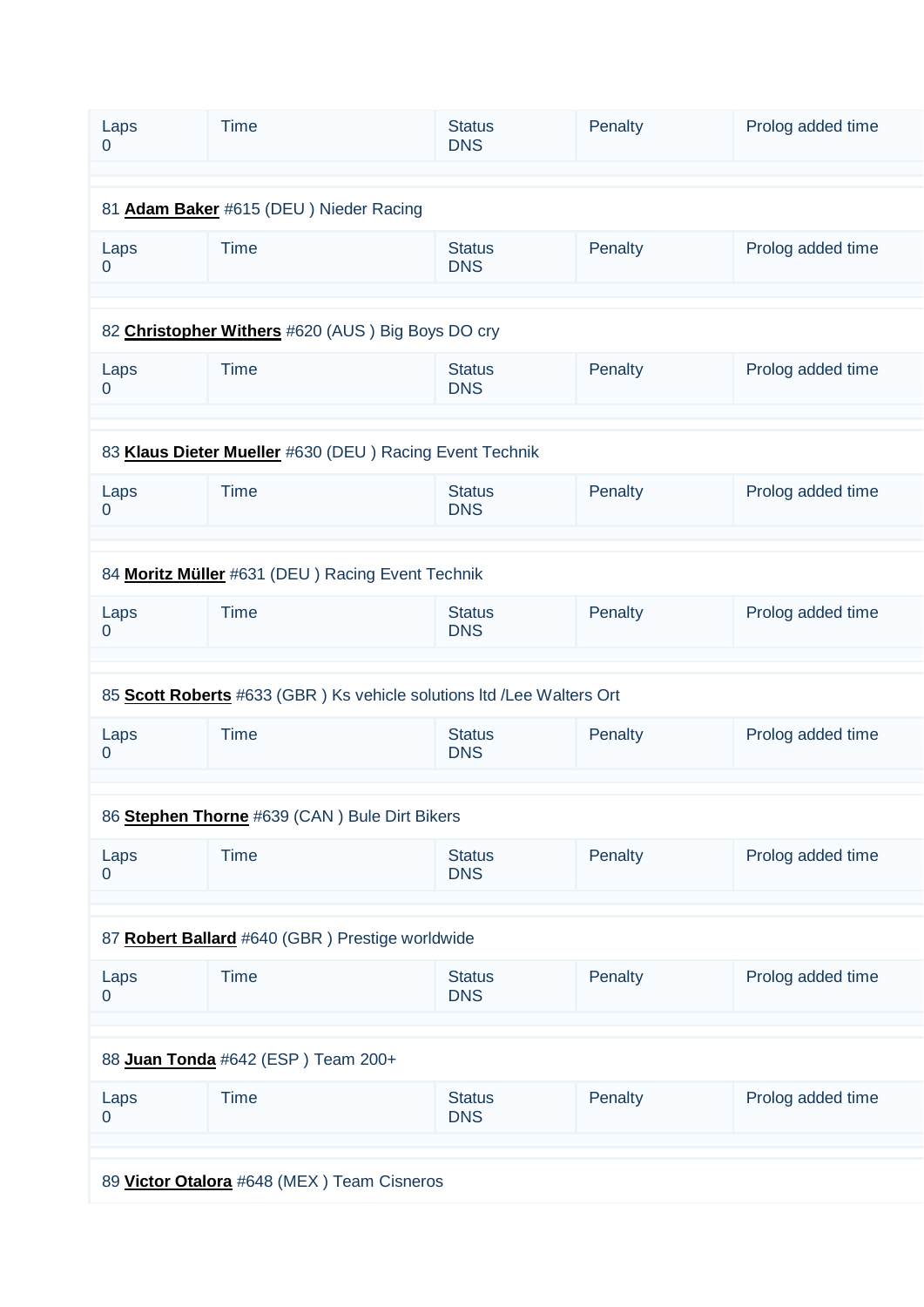| Laps | Time | Status | Penalty | Prolog added time |
|---|---|---|---|---|
| 0 | | DNS | | |

81 **Adam Baker** #615 (DEU ) Nieder Racing

| Laps | Time | Status | Penalty | Prolog added time |
|---|---|---|---|---|
| 0 | | DNS | | |

82 **Christopher Withers** #620 (AUS ) Big Boys DO cry

| Laps | Time | Status | Penalty | Prolog added time |
|---|---|---|---|---|
| 0 | | DNS | | |

83 **Klaus Dieter Mueller** #630 (DEU ) Racing Event Technik

| Laps | Time | Status | Penalty | Prolog added time |
|---|---|---|---|---|
| 0 | | DNS | | |

84 **Moritz Müller** #631 (DEU ) Racing Event Technik

| Laps | Time | Status | Penalty | Prolog added time |
|---|---|---|---|---|
| 0 | | DNS | | |

85 **Scott Roberts** #633 (GBR ) Ks vehicle solutions ltd /Lee Walters Ort

| Laps | Time | Status | Penalty | Prolog added time |
|---|---|---|---|---|
| 0 | | DNS | | |

86 **Stephen Thorne** #639 (CAN ) Bule Dirt Bikers

| Laps | Time | Status | Penalty | Prolog added time |
|---|---|---|---|---|
| 0 | | DNS | | |

87 **Robert Ballard** #640 (GBR ) Prestige worldwide

| Laps | Time | Status | Penalty | Prolog added time |
|---|---|---|---|---|
| 0 | | DNS | | |

88 **Juan Tonda** #642 (ESP ) Team 200+

| Laps | Time | Status | Penalty | Prolog added time |
|---|---|---|---|---|
| 0 | | DNS | | |

89 **Victor Otalora** #648 (MEX ) Team Cisneros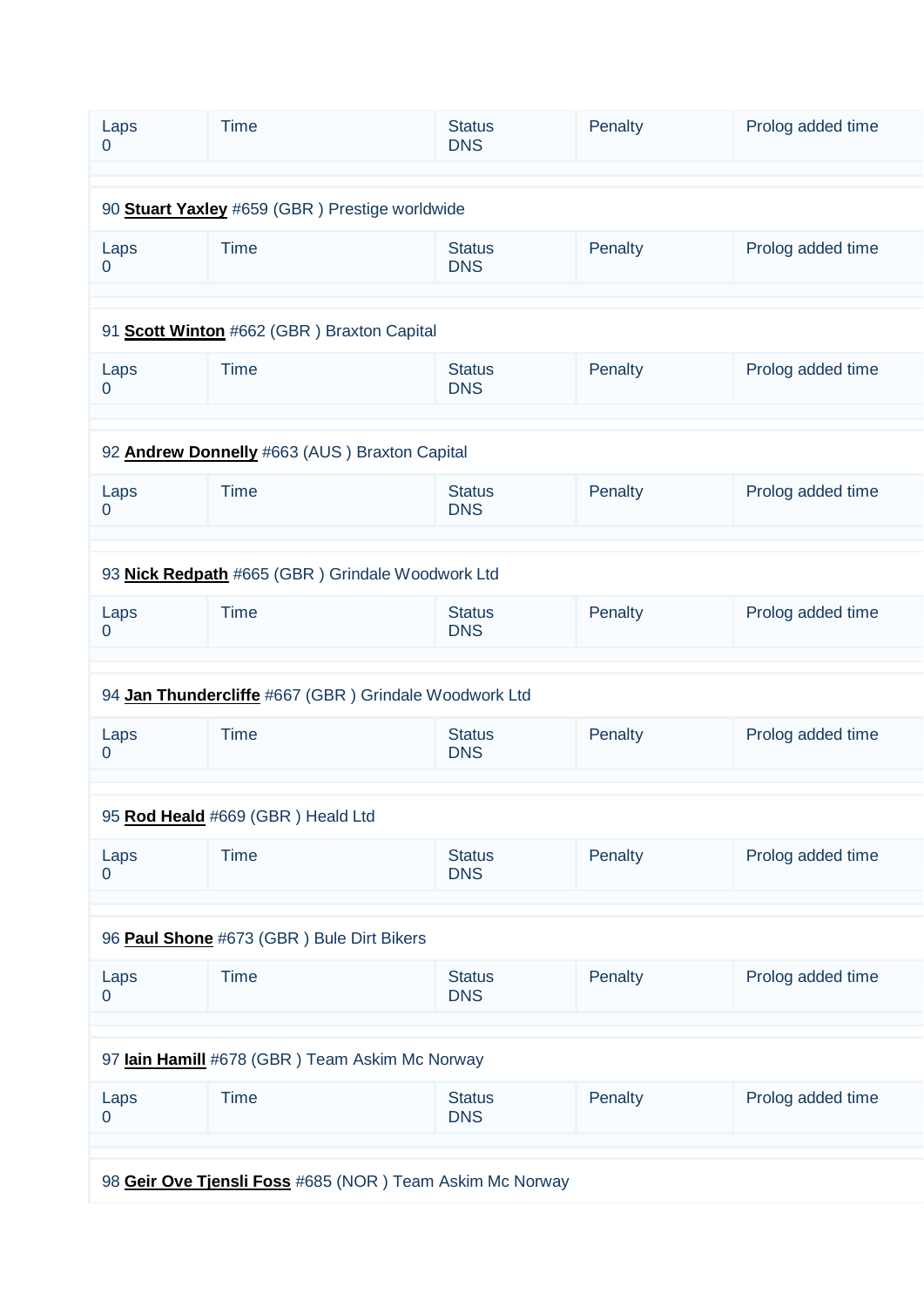| Laps | Time | Status | Penalty | Prolog added time |
|---|---|---|---|---|
| 0 | | DNS | | |

90 **Stuart Yaxley** #659 (GBR ) Prestige worldwide

| Laps | Time | Status | Penalty | Prolog added time |
|---|---|---|---|---|
| 0 | | DNS | | |

91 **Scott Winton** #662 (GBR ) Braxton Capital

| Laps | Time | Status | Penalty | Prolog added time |
|---|---|---|---|---|
| 0 | | DNS | | |

92 **Andrew Donnelly** #663 (AUS ) Braxton Capital

| Laps | Time | Status | Penalty | Prolog added time |
|---|---|---|---|---|
| 0 | | DNS | | |

93 **Nick Redpath** #665 (GBR ) Grindale Woodwork Ltd

| Laps | Time | Status | Penalty | Prolog added time |
|---|---|---|---|---|
| 0 | | DNS | | |

94 **Jan Thundercliffe** #667 (GBR ) Grindale Woodwork Ltd

| Laps | Time | Status | Penalty | Prolog added time |
|---|---|---|---|---|
| 0 | | DNS | | |

95 **Rod Heald** #669 (GBR ) Heald Ltd

| Laps | Time | Status | Penalty | Prolog added time |
|---|---|---|---|---|
| 0 | | DNS | | |

96 **Paul Shone** #673 (GBR ) Bule Dirt Bikers

| Laps | Time | Status | Penalty | Prolog added time |
|---|---|---|---|---|
| 0 | | DNS | | |

97 **Iain Hamill** #678 (GBR ) Team Askim Mc Norway

| Laps | Time | Status | Penalty | Prolog added time |
|---|---|---|---|---|
| 0 | | DNS | | |

98 **Geir Ove Tjensli Foss** #685 (NOR ) Team Askim Mc Norway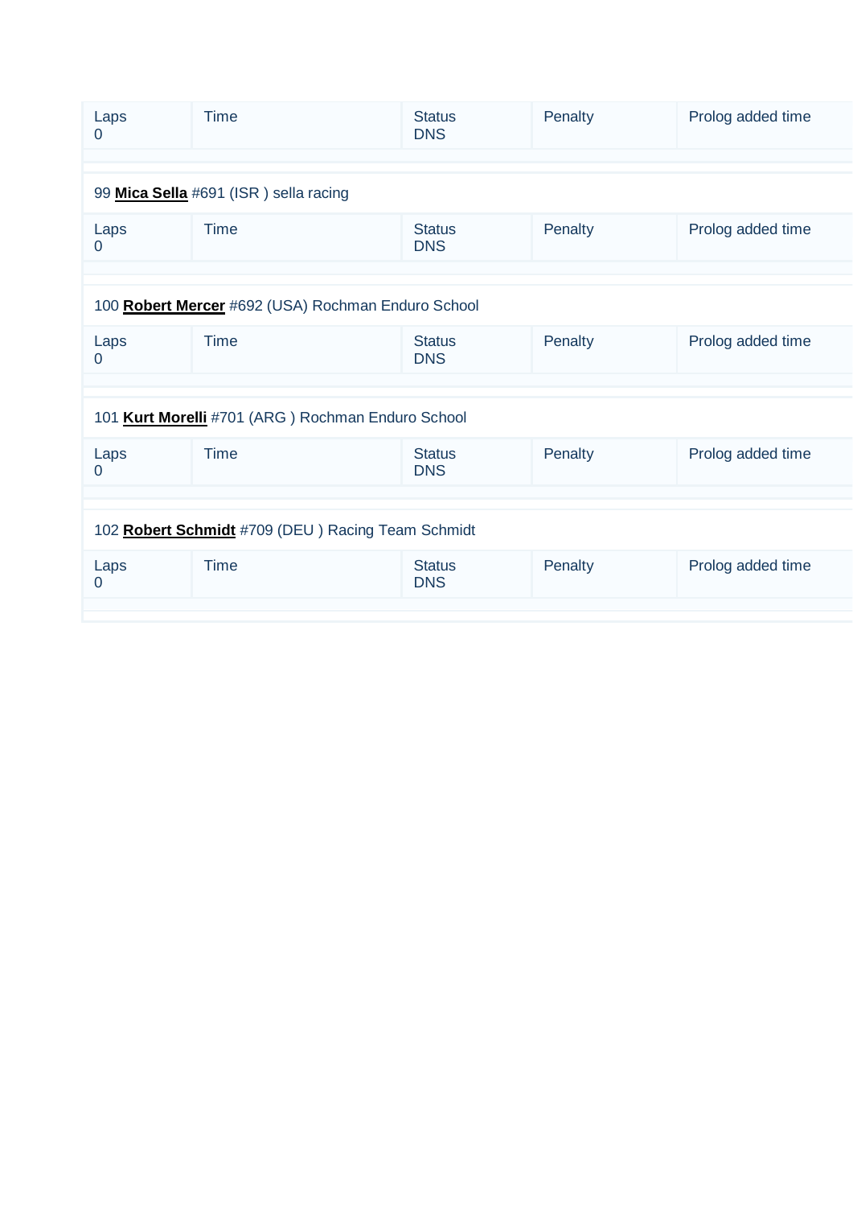| Laps | Time | Status | Penalty | Prolog added time |
|---|---|---|---|---|
| 0 | | DNS | | |

99 **Mica Sella** #691 (ISR ) sella racing

| Laps | Time | Status | Penalty | Prolog added time |
|---|---|---|---|---|
| 0 | | DNS | | |

100 **Robert Mercer** #692 (USA) Rochman Enduro School

| Laps | Time | Status | Penalty | Prolog added time |
|---|---|---|---|---|
| 0 | | DNS | | |

101 **Kurt Morelli** #701 (ARG ) Rochman Enduro School

| Laps | Time | Status | Penalty | Prolog added time |
|---|---|---|---|---|
| 0 | | DNS | | |

102 **Robert Schmidt** #709 (DEU ) Racing Team Schmidt

| Laps | Time | Status | Penalty | Prolog added time |
|---|---|---|---|---|
| 0 | | DNS | | |